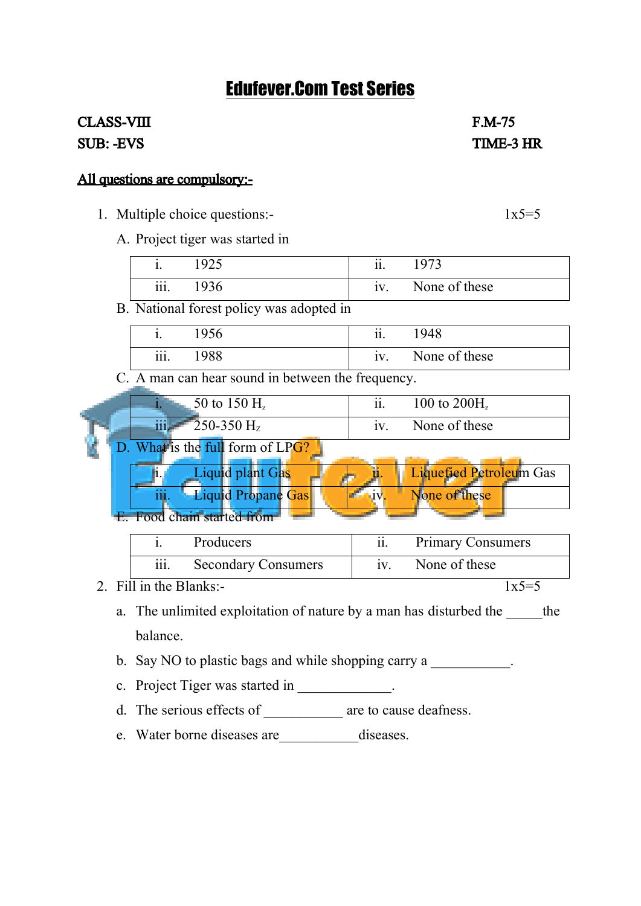# Edufever.Com Test Series

**CLASS-VIII** **F.M-75**

**SUB: -EVS** **TIME-3 HR**

**All questions are compulsory:-**

1. Multiple choice questions:- 1x5=5

   A. Project tiger was started in

| i. 1925 | ii. 1973 |
|---|---|
| iii. 1936 | iv. None of these |

   B. National forest policy was adopted in

| i. 1956 | ii. 1948 |
|---|---|
| iii. 1988 | iv. None of these |

   C. A man can hear sound in between the frequency.

| i. 50 to 150 $H_z$ | ii. 100 to 200$H_z$ |
|---|---|
| iii. 250-350 $H_z$ | iv. None of these |

   D. What is the full form of LPG?

| i. Liquid plant Gas | ii. Liquefied Petroleum Gas |
|---|---|
| iii. Liquid Propane Gas | iv. None of these |

   E. Food chain started from

| i. Producers | ii. Primary Consumers |
|---|---|
| iii. Secondary Consumers | iv. None of these |

2. Fill in the Blanks:- 1x5=5

   a. The unlimited exploitation of nature by a man has disturbed the _____the balance.

   b. Say NO to plastic bags and while shopping carry a ___________.

   c. Project Tiger was started in _____________.

   d. The serious effects of ___________ are to cause deafness.

   e. Water borne diseases are___________diseases.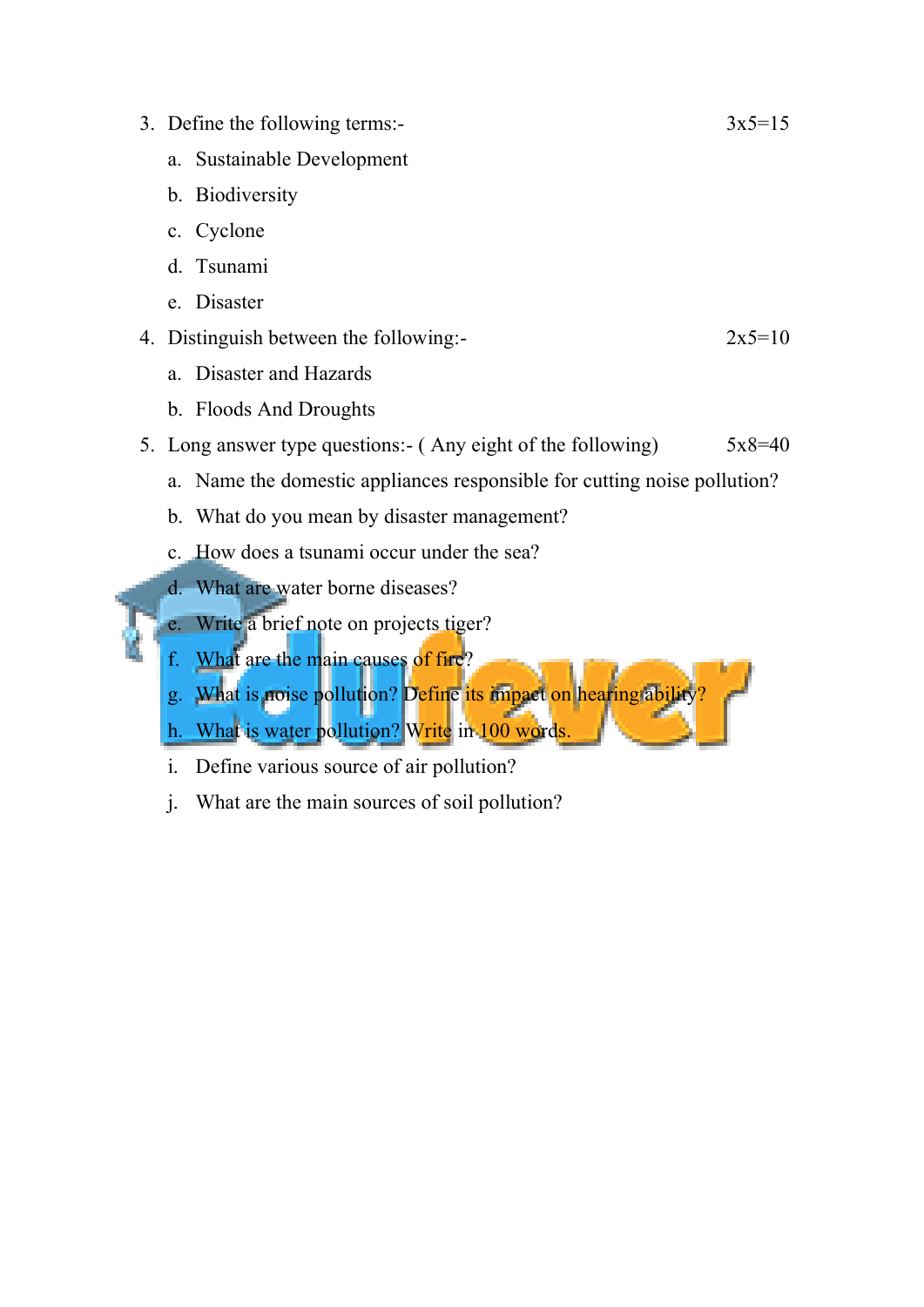3. Define the following terms:- 3x5=15
   a. Sustainable Development
   b. Biodiversity
   c. Cyclone
   d. Tsunami
   e. Disaster
4. Distinguish between the following:- 2x5=10
   a. Disaster and Hazards
   b. Floods And Droughts
5. Long answer type questions:- ( Any eight of the following) 5x8=40
   a. Name the domestic appliances responsible for cutting noise pollution?
   b. What do you mean by disaster management?
   c. How does a tsunami occur under the sea?
   d. What are water borne diseases?
   e. Write a brief note on projects tiger?
   f. What are the main causes of fire?
   g. What is noise pollution? Define its impact on hearing ability?
   h. What is water pollution? Write in 100 words.
   i. Define various source of air pollution?
   j. What are the main sources of soil pollution?